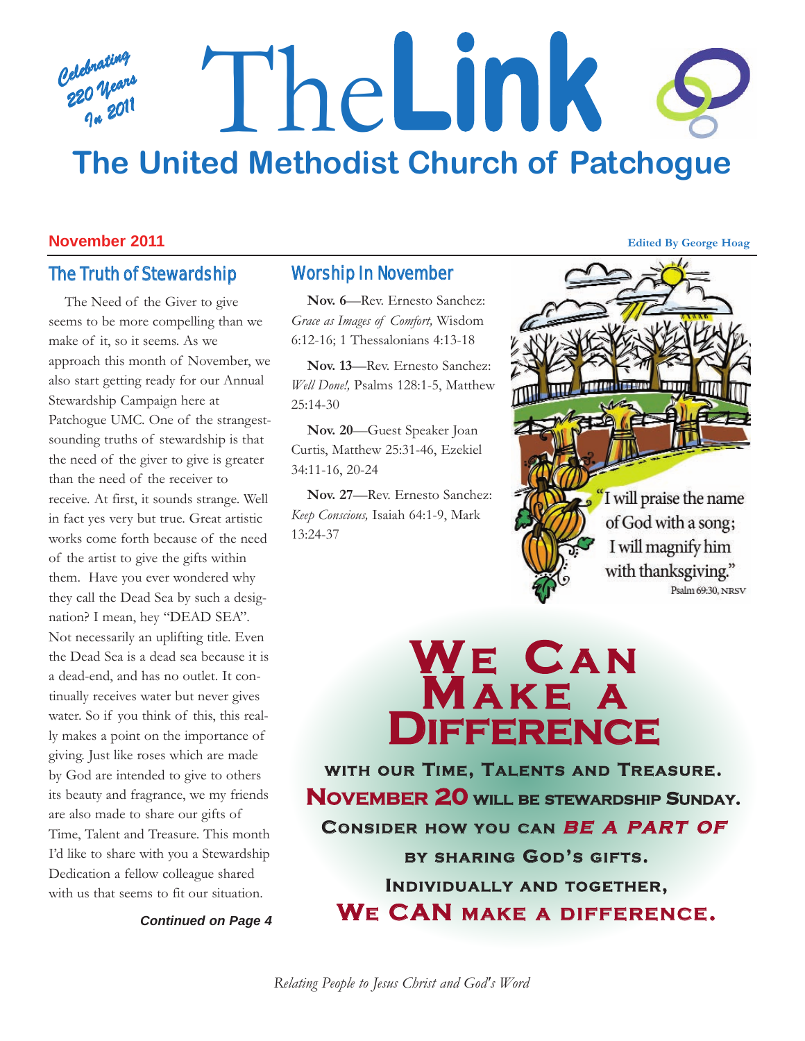Celebrating 220 Years In 2011

# The Link

## The United Methodist Church of Patchogue

**November 2011**

**Edited By George Hoag**

### The Truth of Stewardship

The Need of the Giver to give seems to be more compelling than we make of it, so it seems. As we approach this month of November, we also start getting ready for our Annual Stewardship Campaign here at Patchogue UMC. One of the strangest-sounding truths of stewardship is that the need of the giver to give is greater than the need of the receiver to receive. At first, it sounds strange. Well in fact yes very but true. Great artistic works come forth because of the need of the artist to give the gifts within them. Have you ever wondered why they call the Dead Sea by such a designation? I mean, hey "DEAD SEA". Not necessarily an uplifting title. Even the Dead Sea is a dead sea because it is a dead-end, and has no outlet. It continually receives water but never gives water. So if you think of this, this really makes a point on the importance of giving. Just like roses which are made by God are intended to give to others its beauty and fragrance, we my friends are also made to share our gifts of Time, Talent and Treasure. This month I'd like to share with you a Stewardship Dedication a fellow colleague shared with us that seems to fit our situation.

***Continued on Page 4***

### Worship In November

**Nov. 6**—Rev. Ernesto Sanchez: *Grace as Images of Comfort,* Wisdom 6:12-16; 1 Thessalonians 4:13-18

**Nov. 13**—Rev. Ernesto Sanchez: *Well Done!,* Psalms 128:1-5, Matthew 25:14-30

**Nov. 20**—Guest Speaker Joan Curtis, Matthew 25:31-46, Ezekiel 34:11-16, 20-24

**Nov. 27**—Rev. Ernesto Sanchez: *Keep Conscious,* Isaiah 64:1-9, Mark 13:24-37

"I will praise the name of God with a song; I will magnify him with thanksgiving."
Psalm 69:30, NRSV

## We Can Make a Difference

with our Time, Talents and Treasure.
**November 20** will be stewardship Sunday.
Consider how you can ***be a part of***
by sharing God's gifts.
Individually and together,
**We CAN make a difference.**

*Relating People to Jesus Christ and God's Word*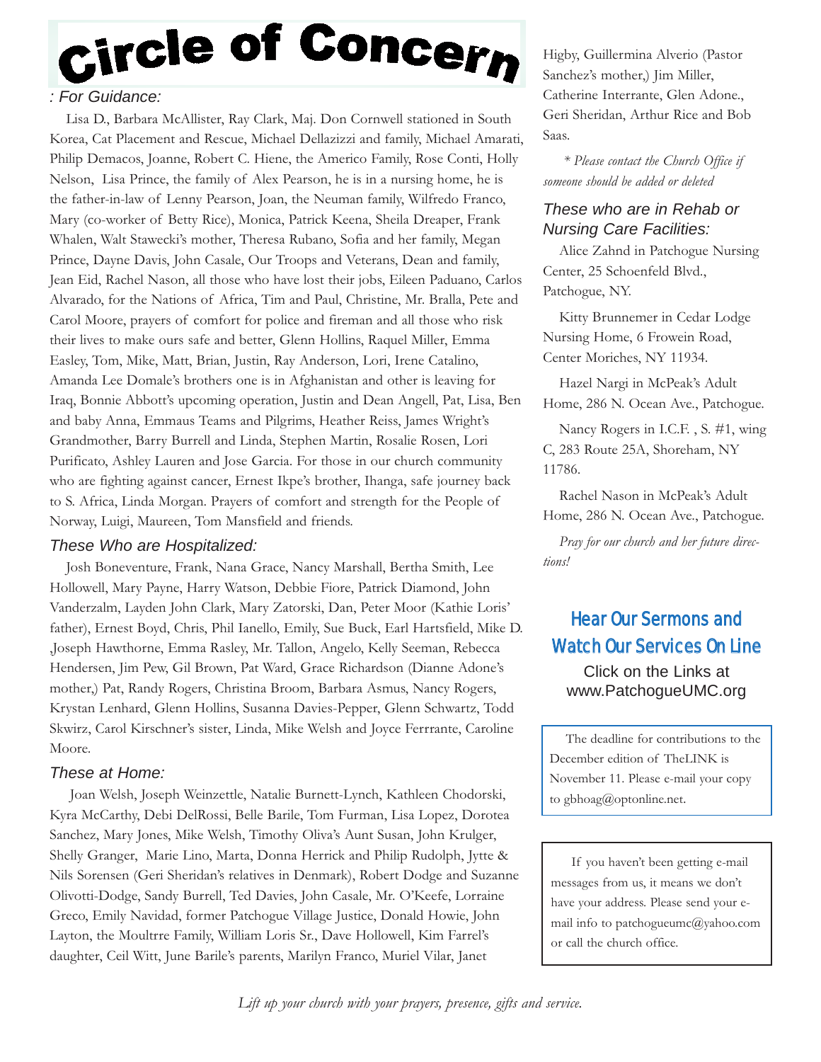# Circle of Concern

### : For Guidance:

Lisa D., Barbara McAllister, Ray Clark, Maj. Don Cornwell stationed in South Korea, Cat Placement and Rescue, Michael Dellazizzi and family, Michael Amarati, Philip Demacos, Joanne, Robert C. Hiene, the Americo Family, Rose Conti, Holly Nelson, Lisa Prince, the family of Alex Pearson, he is in a nursing home, he is the father-in-law of Lenny Pearson, Joan, the Neuman family, Wilfredo Franco, Mary (co-worker of Betty Rice), Monica, Patrick Keena, Sheila Dreaper, Frank Whalen, Walt Stawecki's mother, Theresa Rubano, Sofia and her family, Megan Prince, Dayne Davis, John Casale, Our Troops and Veterans, Dean and family, Jean Eid, Rachel Nason, all those who have lost their jobs, Eileen Paduano, Carlos Alvarado, for the Nations of Africa, Tim and Paul, Christine, Mr. Bralla, Pete and Carol Moore, prayers of comfort for police and fireman and all those who risk their lives to make ours safe and better, Glenn Hollins, Raquel Miller, Emma Easley, Tom, Mike, Matt, Brian, Justin, Ray Anderson, Lori, Irene Catalino, Amanda Lee Domale's brothers one is in Afghanistan and other is leaving for Iraq, Bonnie Abbott's upcoming operation, Justin and Dean Angell, Pat, Lisa, Ben and baby Anna, Emmaus Teams and Pilgrims, Heather Reiss, James Wright's Grandmother, Barry Burrell and Linda, Stephen Martin, Rosalie Rosen, Lori Purificato, Ashley Lauren and Jose Garcia. For those in our church community who are fighting against cancer, Ernest Ikpe's brother, Ihanga, safe journey back to S. Africa, Linda Morgan. Prayers of comfort and strength for the People of Norway, Luigi, Maureen, Tom Mansfield and friends.

### These Who are Hospitalized:

Josh Boneventure, Frank, Nana Grace, Nancy Marshall, Bertha Smith, Lee Hollowell, Mary Payne, Harry Watson, Debbie Fiore, Patrick Diamond, John Vanderzalm, Layden John Clark, Mary Zatorski, Dan, Peter Moor (Kathie Loris' father), Ernest Boyd, Chris, Phil Ianello, Emily, Sue Buck, Earl Hartsfield, Mike D. ,Joseph Hawthorne, Emma Rasley, Mr. Tallon, Angelo, Kelly Seeman, Rebecca Hendersen, Jim Pew, Gil Brown, Pat Ward, Grace Richardson (Dianne Adone's mother,) Pat, Randy Rogers, Christina Broom, Barbara Asmus, Nancy Rogers, Krystan Lenhard, Glenn Hollins, Susanna Davies-Pepper, Glenn Schwartz, Todd Skwirz, Carol Kirschner's sister, Linda, Mike Welsh and Joyce Ferrrante, Caroline Moore.

### These at Home:

Joan Welsh, Joseph Weinzettle, Natalie Burnett-Lynch, Kathleen Chodorski, Kyra McCarthy, Debi DelRossi, Belle Barile, Tom Furman, Lisa Lopez, Dorotea Sanchez, Mary Jones, Mike Welsh, Timothy Oliva's Aunt Susan, John Krulger, Shelly Granger, Marie Lino, Marta, Donna Herrick and Philip Rudolph, Jytte & Nils Sorensen (Geri Sheridan's relatives in Denmark), Robert Dodge and Suzanne Olivotti-Dodge, Sandy Burrell, Ted Davies, John Casale, Mr. O'Keefe, Lorraine Greco, Emily Navidad, former Patchogue Village Justice, Donald Howie, John Layton, the Moultrre Family, William Loris Sr., Dave Hollowell, Kim Farrel's daughter, Ceil Witt, June Barile's parents, Marilyn Franco, Muriel Vilar, Janet Higby, Guillermina Alverio (Pastor Sanchez's mother,) Jim Miller, Catherine Interrante, Glen Adone., Geri Sheridan, Arthur Rice and Bob Saas.

*\* Please contact the Church Office if someone should be added or deleted*

### These who are in Rehab or Nursing Care Facilities:

Alice Zahnd in Patchogue Nursing Center, 25 Schoenfeld Blvd., Patchogue, NY.

Kitty Brunnemer in Cedar Lodge Nursing Home, 6 Frowein Road, Center Moriches, NY 11934.

Hazel Nargi in McPeak's Adult Home, 286 N. Ocean Ave., Patchogue.

Nancy Rogers in I.C.F. , S. #1, wing C, 283 Route 25A, Shoreham, NY 11786.

Rachel Nason in McPeak's Adult Home, 286 N. Ocean Ave., Patchogue.

*Pray for our church and her future directions!*

## Hear Our Sermons and Watch Our Services On Line

Click on the Links at www.PatchogueUMC.org

The deadline for contributions to the December edition of TheLINK is November 11. Please e-mail your copy to gbhoag@optonline.net.

If you haven't been getting e-mail messages from us, it means we don't have your address. Please send your e-mail info to patchogueumc@yahoo.com or call the church office.

*Lift up your church with your prayers, presence, gifts and service.*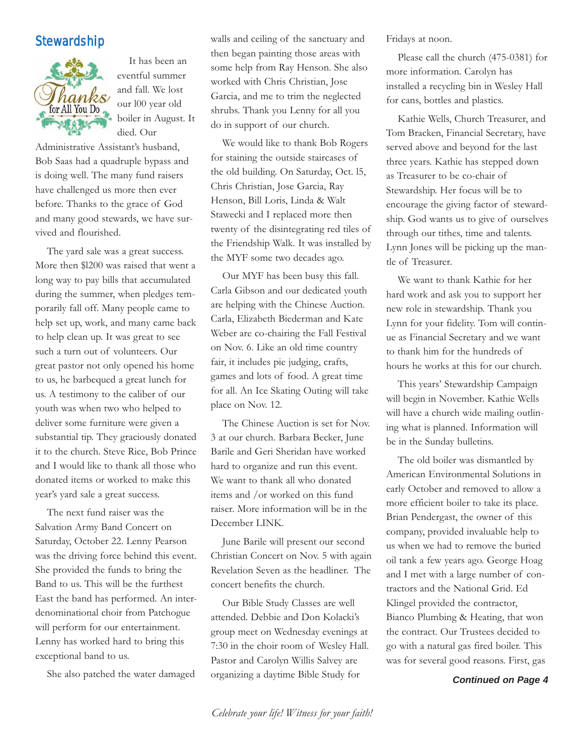## Stewardship

It has been an eventful summer and fall. We lost our 100 year old boiler in August. It died. Our Administrative Assistant's husband, Bob Saas had a quadruple bypass and is doing well. The many fund raisers have challenged us more then ever before. Thanks to the grace of God and many good stewards, we have survived and flourished.

The yard sale was a great success. More then $1200 was raised that went a long way to pay bills that accumulated during the summer, when pledges temporarily fall off. Many people came to help set up, work, and many came back to help clean up. It was great to see such a turn out of volunteers. Our great pastor not only opened his home to us, he barbequed a great lunch for us. A testimony to the caliber of our youth was when two who helped to deliver some furniture were given a substantial tip. They graciously donated it to the church. Steve Rice, Bob Prince and I would like to thank all those who donated items or worked to make this year's yard sale a great success.

The next fund raiser was the Salvation Army Band Concert on Saturday, October 22. Lenny Pearson was the driving force behind this event. She provided the funds to bring the Band to us. This will be the furthest East the band has performed. An interdenominational choir from Patchogue will perform for our entertainment. Lenny has worked hard to bring this exceptional band to us.

She also patched the water damaged walls and ceiling of the sanctuary and then began painting those areas with some help from Ray Henson. She also worked with Chris Christian, Jose Garcia, and me to trim the neglected shrubs. Thank you Lenny for all you do in support of our church.

We would like to thank Bob Rogers for staining the outside staircases of the old building. On Saturday, Oct. 15, Chris Christian, Jose Garcia, Ray Henson, Bill Loris, Linda & Walt Stawecki and I replaced more then twenty of the disintegrating red tiles of the Friendship Walk. It was installed by the MYF some two decades ago.

Our MYF has been busy this fall. Carla Gibson and our dedicated youth are helping with the Chinese Auction. Carla, Elizabeth Biederman and Kate Weber are co-chairing the Fall Festival on Nov. 6. Like an old time country fair, it includes pie judging, crafts, games and lots of food. A great time for all. An Ice Skating Outing will take place on Nov. 12.

The Chinese Auction is set for Nov. 3 at our church. Barbara Becker, June Barile and Geri Sheridan have worked hard to organize and run this event. We want to thank all who donated items and /or worked on this fund raiser. More information will be in the December LINK.

June Barile will present our second Christian Concert on Nov. 5 with again Revelation Seven as the headliner. The concert benefits the church.

Our Bible Study Classes are well attended. Debbie and Don Kolacki's group meet on Wednesday evenings at 7:30 in the choir room of Wesley Hall. Pastor and Carolyn Willis Salvey are organizing a daytime Bible Study for Fridays at noon.

Please call the church (475-0381) for more information. Carolyn has installed a recycling bin in Wesley Hall for cans, bottles and plastics.

Kathie Wells, Church Treasurer, and Tom Bracken, Financial Secretary, have served above and beyond for the last three years. Kathie has stepped down as Treasurer to be co-chair of Stewardship. Her focus will be to encourage the giving factor of stewardship. God wants us to give of ourselves through our tithes, time and talents. Lynn Jones will be picking up the mantle of Treasurer.

We want to thank Kathie for her hard work and ask you to support her new role in stewardship. Thank you Lynn for your fidelity. Tom will continue as Financial Secretary and we want to thank him for the hundreds of hours he works at this for our church.

This years' Stewardship Campaign will begin in November. Kathie Wells will have a church wide mailing outlining what is planned. Information will be in the Sunday bulletins.

The old boiler was dismantled by American Environmental Solutions in early October and removed to allow a more efficient boiler to take its place. Brian Pendergast, the owner of this company, provided invaluable help to us when we had to remove the buried oil tank a few years ago. George Hoag and I met with a large number of contractors and the National Grid. Ed Klingel provided the contractor, Bianco Plumbing & Heating, that won the contract. Our Trustees decided to go with a natural gas fired boiler. This was for several good reasons. First, gas

***Continued on Page 4***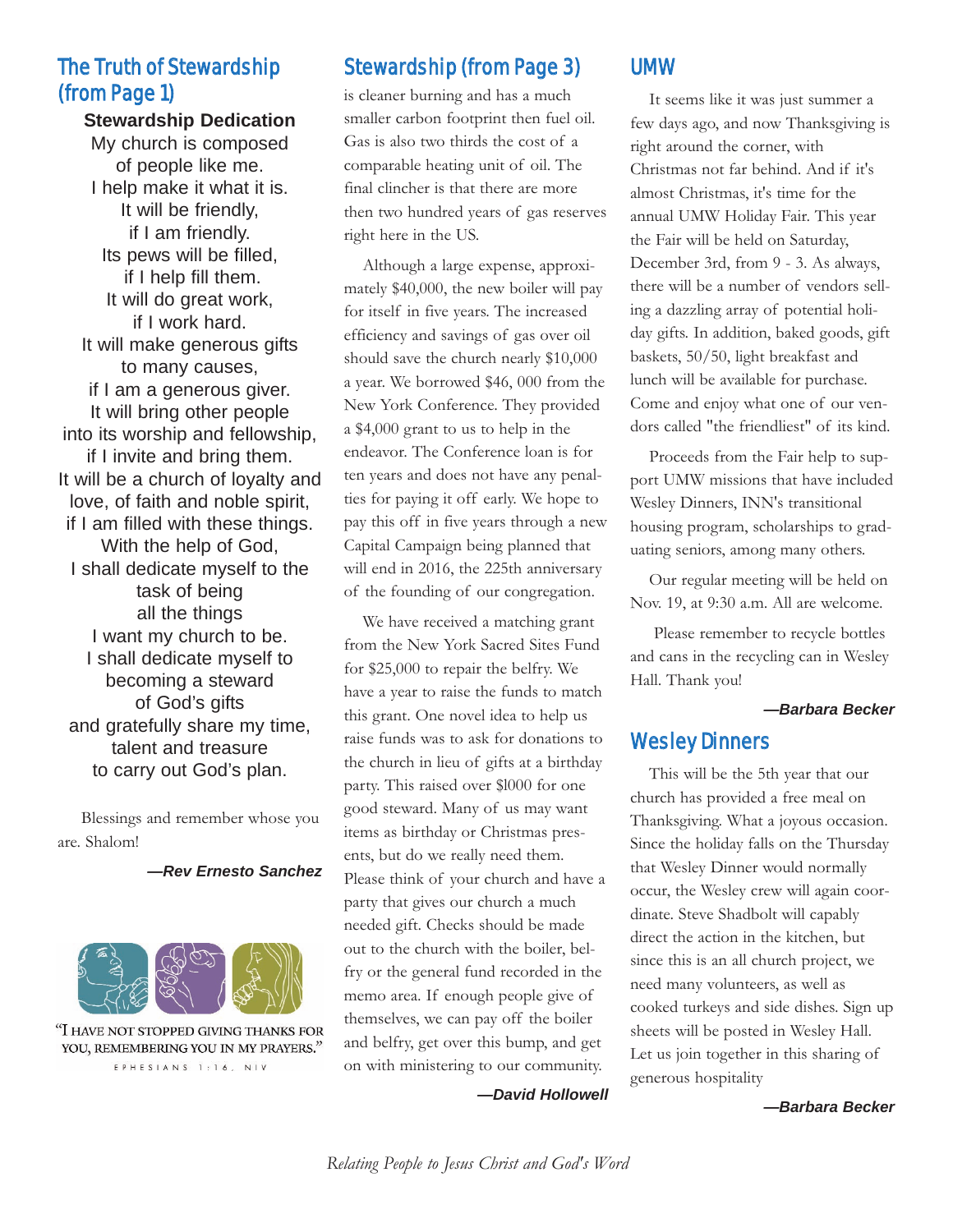## The Truth of Stewardship (from Page 1)

**Stewardship Dedication**

My church is composed
of people like me.
I help make it what it is.
It will be friendly,
if I am friendly.
Its pews will be filled,
if I help fill them.
It will do great work,
if I work hard.
It will make generous gifts
to many causes,
if I am a generous giver.
It will bring other people
into its worship and fellowship,
if I invite and bring them.
It will be a church of loyalty and
love, of faith and noble spirit,
if I am filled with these things.
With the help of God,
I shall dedicate myself to the
task of being
all the things
I want my church to be.
I shall dedicate myself to
becoming a steward
of God's gifts
and gratefully share my time,
talent and treasure
to carry out God's plan.

Blessings and remember whose you are. Shalom!

***—Rev Ernesto Sanchez***

"I HAVE NOT STOPPED GIVING THANKS FOR YOU, REMEMBERING YOU IN MY PRAYERS."
EPHESIANS 1:16, NIV

## Stewardship (from Page 3)

is cleaner burning and has a much smaller carbon footprint then fuel oil. Gas is also two thirds the cost of a comparable heating unit of oil. The final clincher is that there are more then two hundred years of gas reserves right here in the US.

Although a large expense, approximately $40,000, the new boiler will pay for itself in five years. The increased efficiency and savings of gas over oil should save the church nearly $10,000 a year. We borrowed $46, 000 from the New York Conference. They provided a $4,000 grant to us to help in the endeavor. The Conference loan is for ten years and does not have any penalties for paying it off early. We hope to pay this off in five years through a new Capital Campaign being planned that will end in 2016, the 225th anniversary of the founding of our congregation.

We have received a matching grant from the New York Sacred Sites Fund for $25,000 to repair the belfry. We have a year to raise the funds to match this grant. One novel idea to help us raise funds was to ask for donations to the church in lieu of gifts at a birthday party. This raised over $1000 for one good steward. Many of us may want items as birthday or Christmas presents, but do we really need them. Please think of your church and have a party that gives our church a much needed gift. Checks should be made out to the church with the boiler, belfry or the general fund recorded in the memo area. If enough people give of themselves, we can pay off the boiler and belfry, get over this bump, and get on with ministering to our community.

***—David Hollowell***

## UMW

It seems like it was just summer a few days ago, and now Thanksgiving is right around the corner, with Christmas not far behind. And if it's almost Christmas, it's time for the annual UMW Holiday Fair. This year the Fair will be held on Saturday, December 3rd, from 9 - 3. As always, there will be a number of vendors selling a dazzling array of potential holiday gifts. In addition, baked goods, gift baskets, 50/50, light breakfast and lunch will be available for purchase. Come and enjoy what one of our vendors called "the friendliest" of its kind.

Proceeds from the Fair help to support UMW missions that have included Wesley Dinners, INN's transitional housing program, scholarships to graduating seniors, among many others.

Our regular meeting will be held on Nov. 19, at 9:30 a.m. All are welcome.

Please remember to recycle bottles and cans in the recycling can in Wesley Hall. Thank you!

***—Barbara Becker***

## Wesley Dinners

This will be the 5th year that our church has provided a free meal on Thanksgiving. What a joyous occasion. Since the holiday falls on the Thursday that Wesley Dinner would normally occur, the Wesley crew will again coordinate. Steve Shadbolt will capably direct the action in the kitchen, but since this is an all church project, we need many volunteers, as well as cooked turkeys and side dishes. Sign up sheets will be posted in Wesley Hall. Let us join together in this sharing of generous hospitality

***—Barbara Becker***

*Relating People to Jesus Christ and God's Word*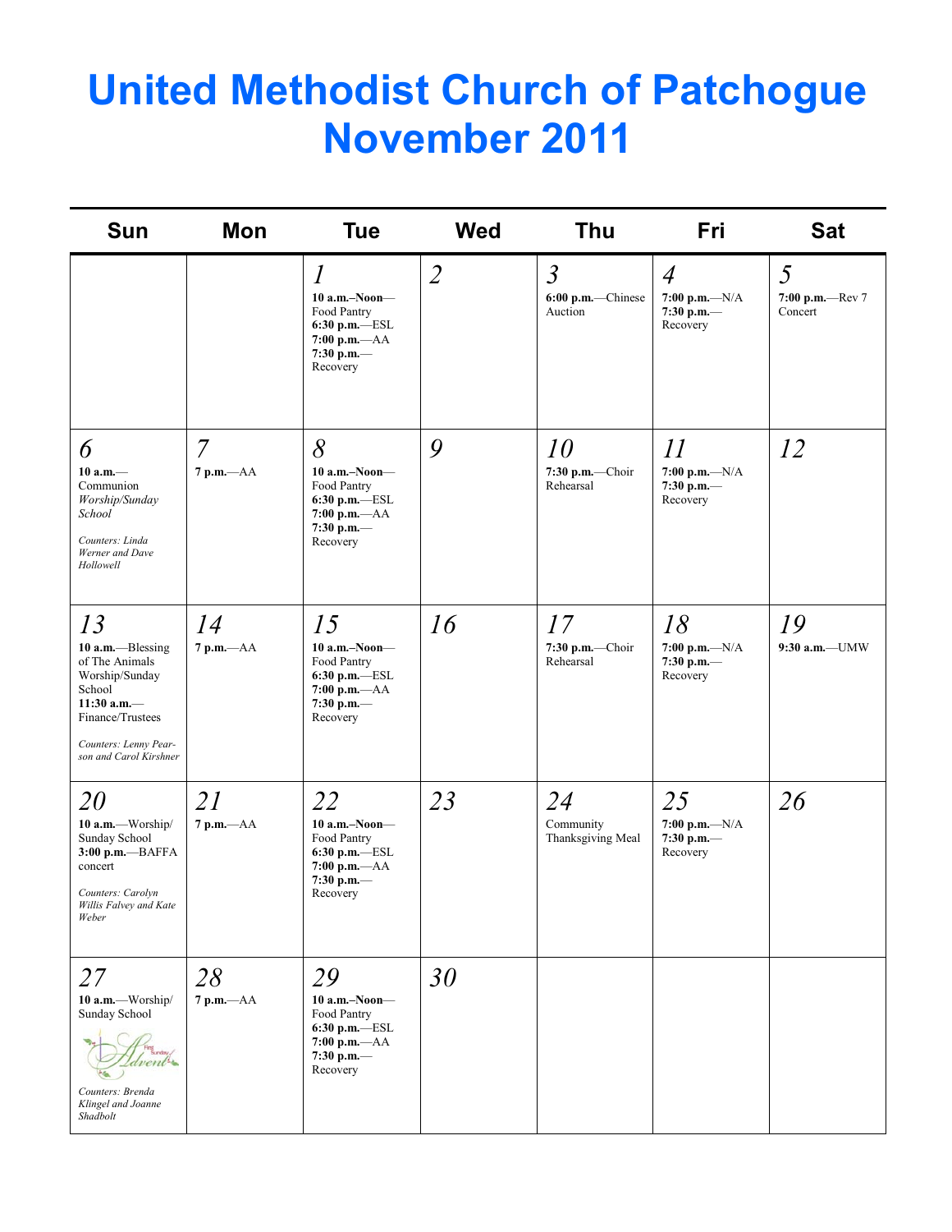# United Methodist Church of Patchogue November 2011

| Sun | Mon | Tue | Wed | Thu | Fri | Sat |
|---|---|---|---|---|---|---|
| | | *1* **10 a.m.–Noon**—Food Pantry **6:30 p.m.**—ESL **7:00 p.m.**—AA **7:30 p.m.**—Recovery | *2* | *3* **6:00 p.m.**—Chinese Auction | *4* **7:00 p.m.**—N/A **7:30 p.m.**—Recovery | *5* **7:00 p.m.**—Rev 7 Concert |
| *6* **10 a.m.**—Communion *Worship/Sunday School* *Counters: Linda Werner and Dave Hollowell* | *7* **7 p.m.**—AA | *8* **10 a.m.–Noon**—Food Pantry **6:30 p.m.**—ESL **7:00 p.m.**—AA **7:30 p.m.**—Recovery | *9* | *10* **7:30 p.m.**—Choir Rehearsal | *11* **7:00 p.m.**—N/A **7:30 p.m.**—Recovery | *12* |
| *13* **10 a.m.**—Blessing of The Animals Worship/Sunday School **11:30 a.m.**—Finance/Trustees *Counters: Lenny Pearson and Carol Kirshner* | *14* **7 p.m.**—AA | *15* **10 a.m.–Noon**—Food Pantry **6:30 p.m.**—ESL **7:00 p.m.**—AA **7:30 p.m.**—Recovery | *16* | *17* **7:30 p.m.**—Choir Rehearsal | *18* **7:00 p.m.**—N/A **7:30 p.m.**—Recovery | *19* **9:30 a.m.**—UMW |
| *20* **10 a.m.**—Worship/ Sunday School **3:00 p.m.**—BAFFA concert *Counters: Carolyn Willis Falvey and Kate Weber* | *21* **7 p.m.**—AA | *22* **10 a.m.–Noon**—Food Pantry **6:30 p.m.**—ESL **7:00 p.m.**—AA **7:30 p.m.**—Recovery | *23* | *24* Community Thanksgiving Meal | *25* **7:00 p.m.**—N/A **7:30 p.m.**—Recovery | *26* |
| *27* **10 a.m.**—Worship/ Sunday School First Sunday Advent *Counters: Brenda Klingel and Joanne Shadbolt* | *28* **7 p.m.**—AA | *29* **10 a.m.–Noon**—Food Pantry **6:30 p.m.**—ESL **7:00 p.m.**—AA **7:30 p.m.**—Recovery | *30* | | | |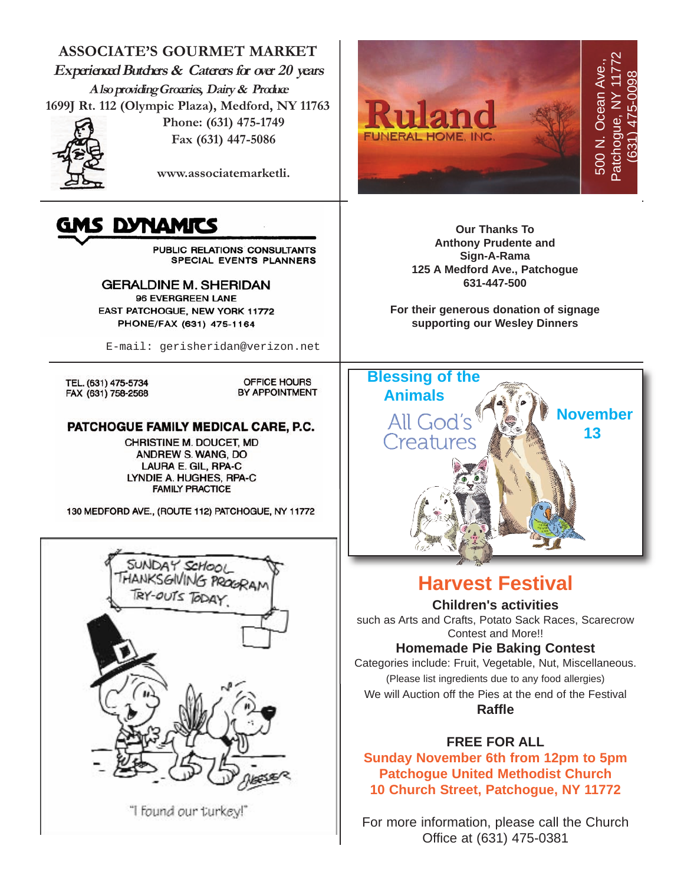## ASSOCIATE'S GOURMET MARKET

*Experienced Butchers & Caterers for over 20 years*

*Also providing Groceries, Dairy & Produce*

1699J Rt. 112 (Olympic Plaza), Medford, NY 11763

Phone: (631) 475-1749

Fax (631) 447-5086

www.associatemarketli.

---

## Ruland

FUNERAL HOME, INC.

500 N. Ocean Ave., Patchogue, NY 11772 (631) 475-0098

---

## GMS DYNAMICS

PUBLIC RELATIONS CONSULTANTS
SPECIAL EVENTS PLANNERS

GERALDINE M. SHERIDAN
96 EVERGREEN LANE
EAST PATCHOGUE, NEW YORK 11772
PHONE/FAX (631) 475-1164

E-mail: gerisheridan@verizon.net

---

**Our Thanks To**
**Anthony Prudente and**
**Sign-A-Rama**
**125 A Medford Ave., Patchogue**
**631-447-500**

**For their generous donation of signage supporting our Wesley Dinners**

---

TEL. (631) 475-5734
FAX (631) 758-2568

OFFICE HOURS
BY APPOINTMENT

**PATCHOGUE FAMILY MEDICAL CARE, P.C.**

CHRISTINE M. DOUCET, MD
ANDREW S. WANG, DO
LAURA E. GIL, RPA-C
LYNDIE A. HUGHES, RPA-C
FAMILY PRACTICE

130 MEDFORD AVE., (ROUTE 112) PATCHOGUE, NY 11772

---

**Blessing of the Animals**

All God's Creatures

**November 13**

---

SUNDAY SCHOOL THANKSGIVING PROGRAM TRY-OUTS TODAY

"I found our turkey!"

---

## Harvest Festival

**Children's activities**

such as Arts and Crafts, Potato Sack Races, Scarecrow Contest and More!!

**Homemade Pie Baking Contest**

Categories include: Fruit, Vegetable, Nut, Miscellaneous.

(Please list ingredients due to any food allergies)

We will Auction off the Pies at the end of the Festival

**Raffle**

**FREE FOR ALL**

**Sunday November 6th from 12pm to 5pm**
**Patchogue United Methodist Church**
**10 Church Street, Patchogue, NY 11772**

For more information, please call the Church Office at (631) 475-0381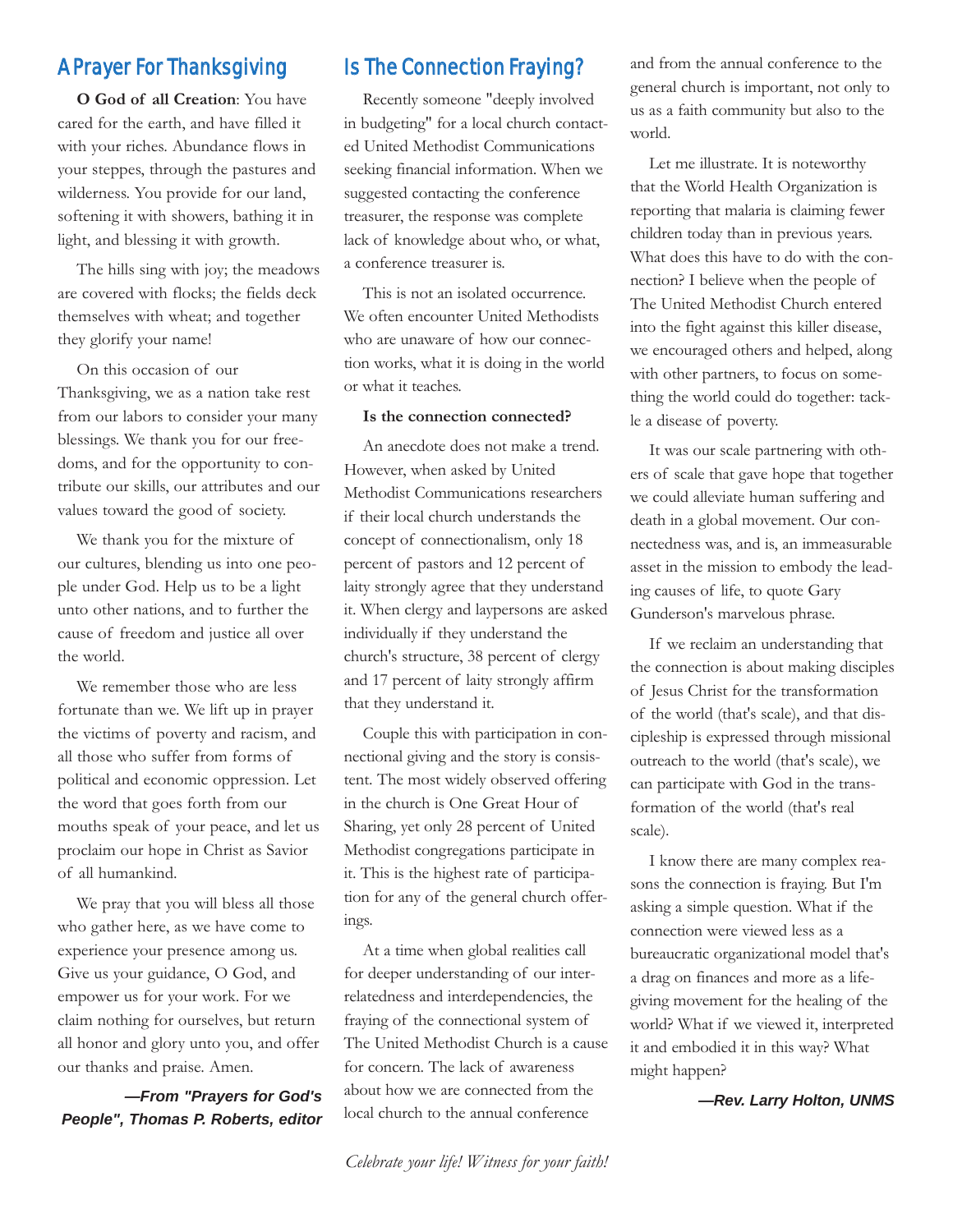## A Prayer For Thanksgiving

**O God of all Creation**: You have cared for the earth, and have filled it with your riches. Abundance flows in your steppes, through the pastures and wilderness. You provide for our land, softening it with showers, bathing it in light, and blessing it with growth.

The hills sing with joy; the meadows are covered with flocks; the fields deck themselves with wheat; and together they glorify your name!

On this occasion of our Thanksgiving, we as a nation take rest from our labors to consider your many blessings. We thank you for our freedoms, and for the opportunity to contribute our skills, our attributes and our values toward the good of society.

We thank you for the mixture of our cultures, blending us into one people under God. Help us to be a light unto other nations, and to further the cause of freedom and justice all over the world.

We remember those who are less fortunate than we. We lift up in prayer the victims of poverty and racism, and all those who suffer from forms of political and economic oppression. Let the word that goes forth from our mouths speak of your peace, and let us proclaim our hope in Christ as Savior of all humankind.

We pray that you will bless all those who gather here, as we have come to experience your presence among us. Give us your guidance, O God, and empower us for your work. For we claim nothing for ourselves, but return all honor and glory unto you, and offer our thanks and praise. Amen.

***—From "Prayers for God's People", Thomas P. Roberts, editor***

## Is The Connection Fraying?

Recently someone "deeply involved in budgeting" for a local church contacted United Methodist Communications seeking financial information. When we suggested contacting the conference treasurer, the response was complete lack of knowledge about who, or what, a conference treasurer is.

This is not an isolated occurrence. We often encounter United Methodists who are unaware of how our connection works, what it is doing in the world or what it teaches.

**Is the connection connected?**

An anecdote does not make a trend. However, when asked by United Methodist Communications researchers if their local church understands the concept of connectionalism, only 18 percent of pastors and 12 percent of laity strongly agree that they understand it. When clergy and laypersons are asked individually if they understand the church's structure, 38 percent of clergy and 17 percent of laity strongly affirm that they understand it.

Couple this with participation in connectional giving and the story is consistent. The most widely observed offering in the church is One Great Hour of Sharing, yet only 28 percent of United Methodist congregations participate in it. This is the highest rate of participation for any of the general church offerings.

At a time when global realities call for deeper understanding of our interrelatedness and interdependencies, the fraying of the connectional system of The United Methodist Church is a cause for concern. The lack of awareness about how we are connected from the local church to the annual conference and from the annual conference to the general church is important, not only to us as a faith community but also to the world.

Let me illustrate. It is noteworthy that the World Health Organization is reporting that malaria is claiming fewer children today than in previous years. What does this have to do with the connection? I believe when the people of The United Methodist Church entered into the fight against this killer disease, we encouraged others and helped, along with other partners, to focus on something the world could do together: tackle a disease of poverty.

It was our scale partnering with others of scale that gave hope that together we could alleviate human suffering and death in a global movement. Our connectedness was, and is, an immeasurable asset in the mission to embody the leading causes of life, to quote Gary Gunderson's marvelous phrase.

If we reclaim an understanding that the connection is about making disciples of Jesus Christ for the transformation of the world (that's scale), and that discipleship is expressed through missional outreach to the world (that's scale), we can participate with God in the transformation of the world (that's real scale).

I know there are many complex reasons the connection is fraying. But I'm asking a simple question. What if the connection were viewed less as a bureaucratic organizational model that's a drag on finances and more as a life-giving movement for the healing of the world? What if we viewed it, interpreted it and embodied it in this way? What might happen?

***—Rev. Larry Holton, UNMS***

*Celebrate your life! Witness for your faith!*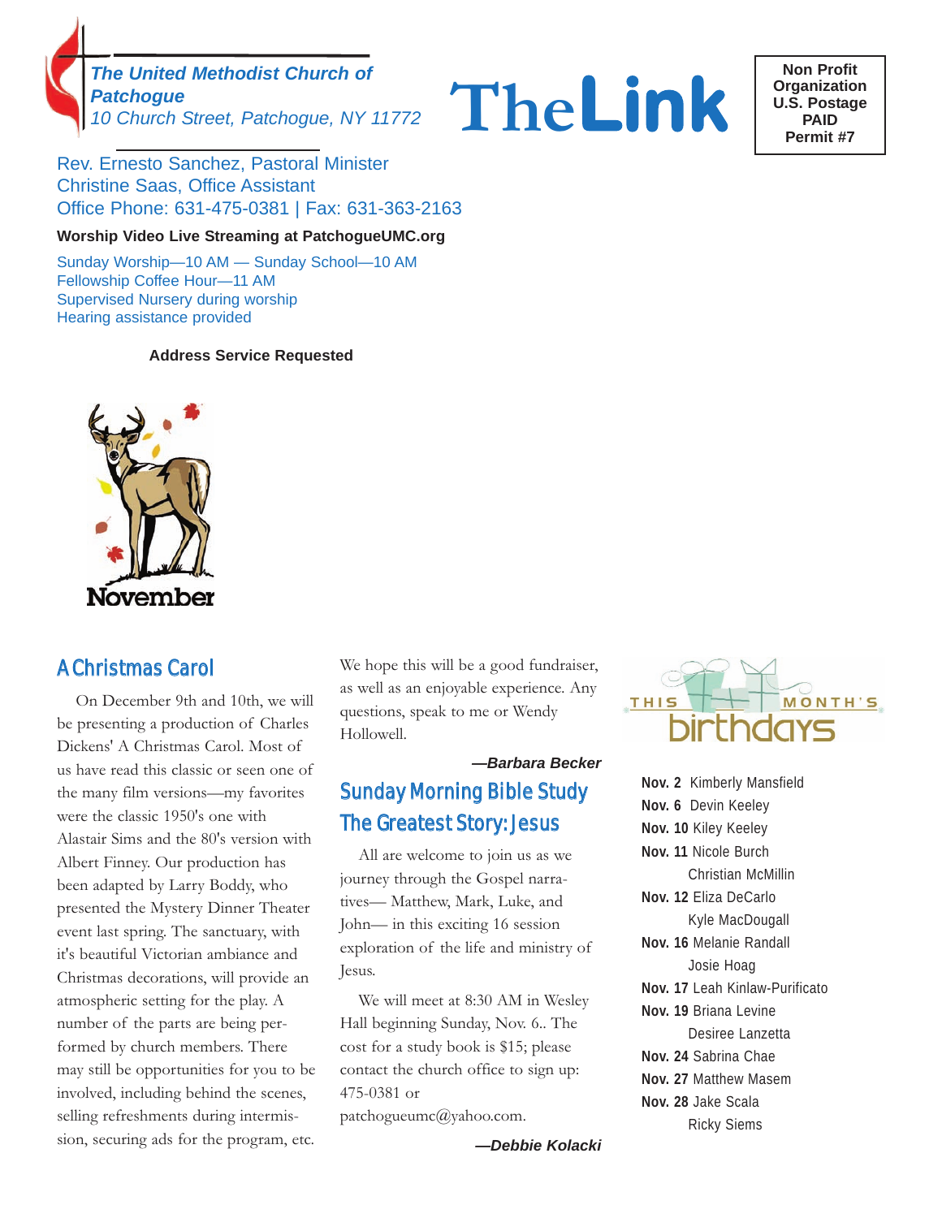**The United Methodist Church of Patchogue**
*10 Church Street, Patchogue, NY 11772*

# The Link

**Non Profit Organization U.S. Postage PAID Permit #7**

Rev. Ernesto Sanchez, Pastoral Minister
Christine Saas, Office Assistant
Office Phone: 631-475-0381 | Fax: 631-363-2163

**Worship Video Live Streaming at PatchogueUMC.org**

Sunday Worship—10 AM — Sunday School—10 AM
Fellowship Coffee Hour—11 AM
Supervised Nursery during worship
Hearing assistance provided

**Address Service Requested**

November

## A Christmas Carol

On December 9th and 10th, we will be presenting a production of Charles Dickens' A Christmas Carol. Most of us have read this classic or seen one of the many film versions—my favorites were the classic 1950's one with Alastair Sims and the 80's version with Albert Finney. Our production has been adapted by Larry Boddy, who presented the Mystery Dinner Theater event last spring. The sanctuary, with it's beautiful Victorian ambiance and Christmas decorations, will provide an atmospheric setting for the play. A number of the parts are being performed by church members. There may still be opportunities for you to be involved, including behind the scenes, selling refreshments during intermission, securing ads for the program, etc.

We hope this will be a good fundraiser, as well as an enjoyable experience. Any questions, speak to me or Wendy Hollowell.

***—Barbara Becker***

## Sunday Morning Bible Study
## The Greatest Story: Jesus

All are welcome to join us as we journey through the Gospel narratives— Matthew, Mark, Luke, and John— in this exciting 16 session exploration of the life and ministry of Jesus.

We will meet at 8:30 AM in Wesley Hall beginning Sunday, Nov. 6.. The cost for a study book is $15; please contact the church office to sign up: 475-0381 or patchogueumc@yahoo.com.

***—Debbie Kolacki***

## This Month's Birthdays

**Nov. 2** Kimberly Mansfield
**Nov. 6** Devin Keeley
**Nov. 10** Kiley Keeley
**Nov. 11** Nicole Burch
Christian McMillin
**Nov. 12** Eliza DeCarlo
Kyle MacDougall
**Nov. 16** Melanie Randall
Josie Hoag
**Nov. 17** Leah Kinlaw-Purificato
**Nov. 19** Briana Levine
Desiree Lanzetta
**Nov. 24** Sabrina Chae
**Nov. 27** Matthew Masem
**Nov. 28** Jake Scala
Ricky Siems